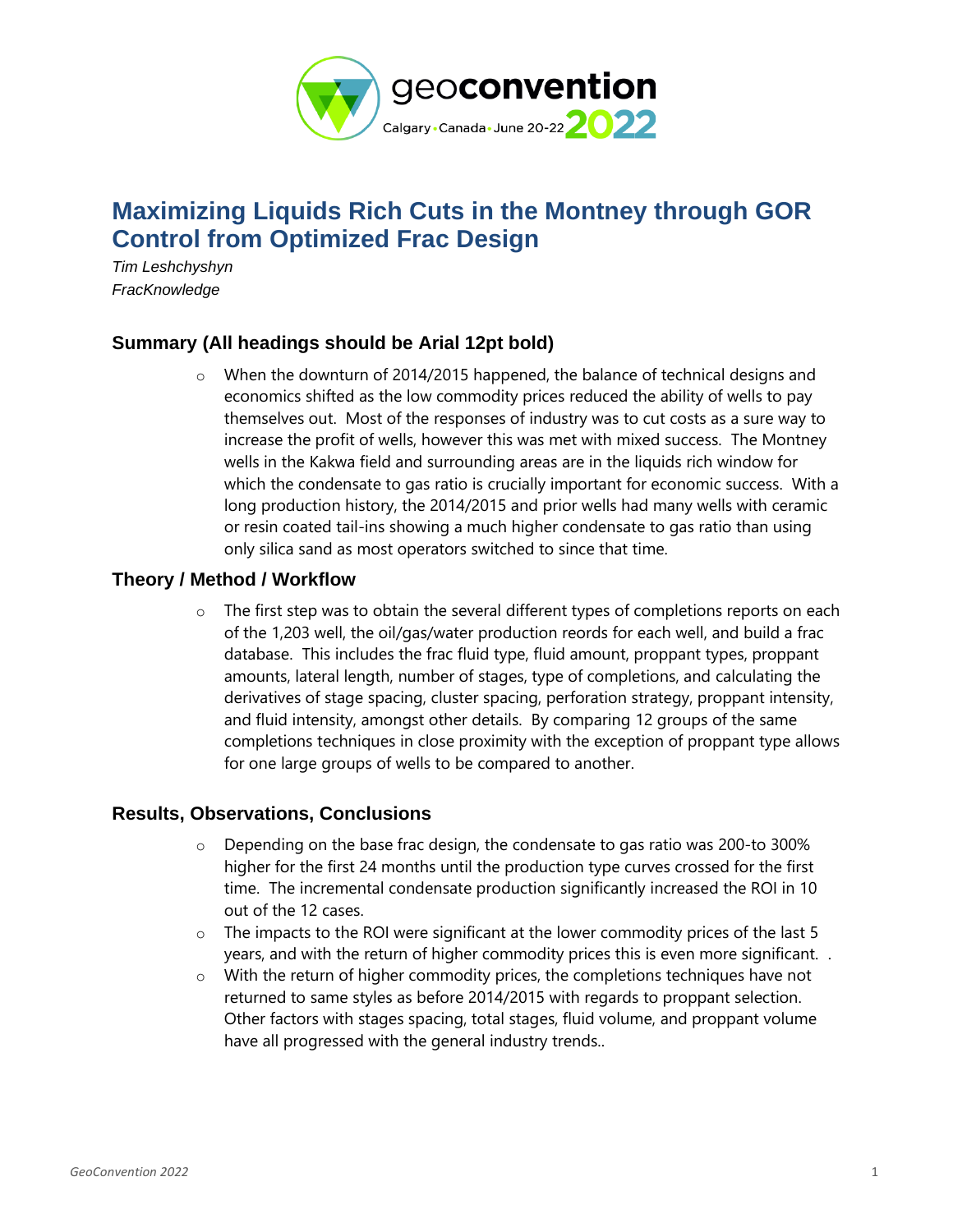# Maximizing Liquids Rich Cuts in the Montney through GOR Control from Optimized Frac Design

*Tim Leshchyshyn*
*FracKnowledge*

## Summary (All headings should be Arial 12pt bold)

- When the downturn of 2014/2015 happened, the balance of technical designs and economics shifted as the low commodity prices reduced the ability of wells to pay themselves out. Most of the responses of industry was to cut costs as a sure way to increase the profit of wells, however this was met with mixed success. The Montney wells in the Kakwa field and surrounding areas are in the liquids rich window for which the condensate to gas ratio is crucially important for economic success. With a long production history, the 2014/2015 and prior wells had many wells with ceramic or resin coated tail-ins showing a much higher condensate to gas ratio than using only silica sand as most operators switched to since that time.

## Theory / Method / Workflow

- The first step was to obtain the several different types of completions reports on each of the 1,203 well, the oil/gas/water production reords for each well, and build a frac database. This includes the frac fluid type, fluid amount, proppant types, proppant amounts, lateral length, number of stages, type of completions, and calculating the derivatives of stage spacing, cluster spacing, perforation strategy, proppant intensity, and fluid intensity, amongst other details. By comparing 12 groups of the same completions techniques in close proximity with the exception of proppant type allows for one large groups of wells to be compared to another.

## Results, Observations, Conclusions

- Depending on the base frac design, the condensate to gas ratio was 200-to 300% higher for the first 24 months until the production type curves crossed for the first time. The incremental condensate production significantly increased the ROI in 10 out of the 12 cases.
- The impacts to the ROI were significant at the lower commodity prices of the last 5 years, and with the return of higher commodity prices this is even more significant. .
- With the return of higher commodity prices, the completions techniques have not returned to same styles as before 2014/2015 with regards to proppant selection. Other factors with stages spacing, total stages, fluid volume, and proppant volume have all progressed with the general industry trends..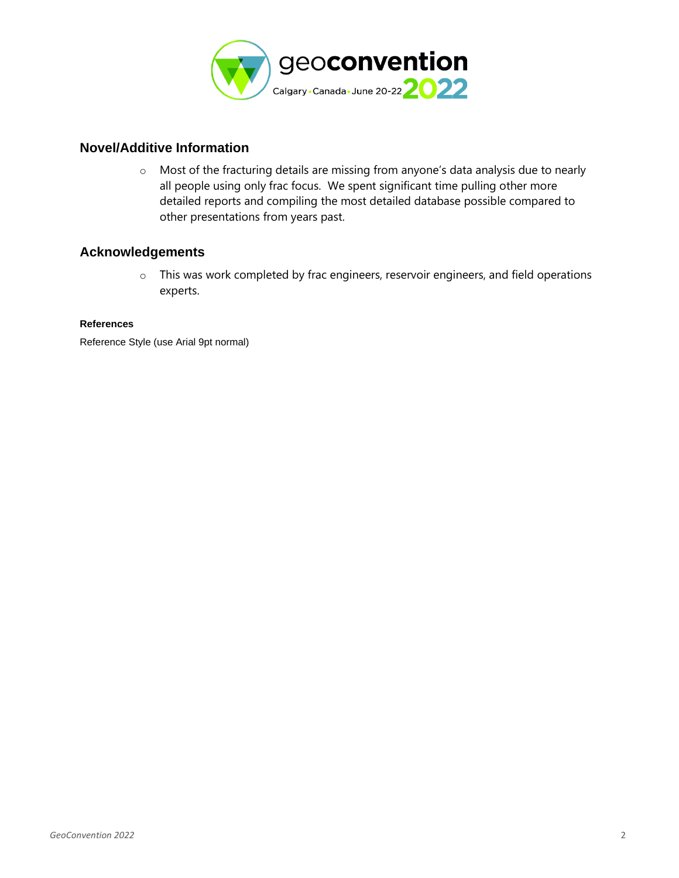## Novel/Additive Information

- Most of the fracturing details are missing from anyone's data analysis due to nearly all people using only frac focus. We spent significant time pulling other more detailed reports and compiling the most detailed database possible compared to other presentations from years past.

## Acknowledgements

- This was work completed by frac engineers, reservoir engineers, and field operations experts.

### References

Reference Style (use Arial 9pt normal)